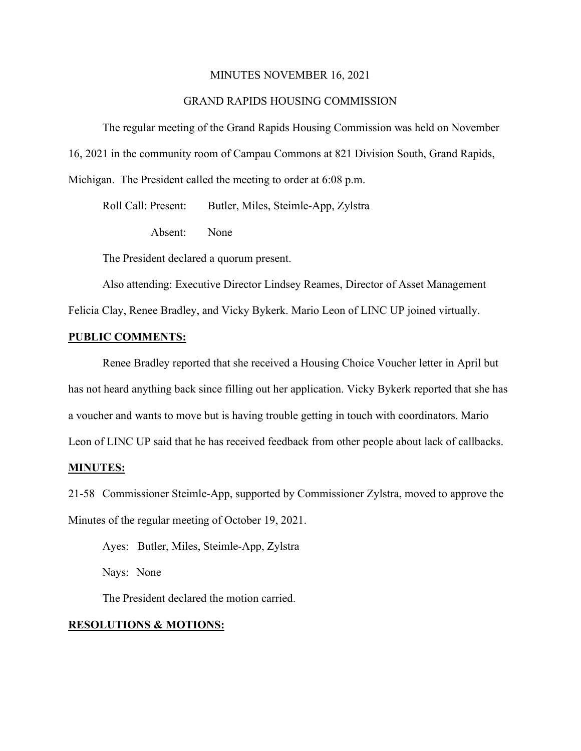MINUTES NOVEMBER 16, 2021

GRAND RAPIDS HOUSING COMMISSION

The regular meeting of the Grand Rapids Housing Commission was held on November 16, 2021 in the community room of Campau Commons at 821 Division South, Grand Rapids, Michigan. The President called the meeting to order at 6:08 p.m.

Roll Call: Present: Butler, Miles, Steimle-App, Zylstra

Absent: None

The President declared a quorum present.

Also attending: Executive Director Lindsey Reames, Director of Asset Management Felicia Clay, Renee Bradley, and Vicky Bykerk. Mario Leon of LINC UP joined virtually.

**PUBLIC COMMENTS:**

Renee Bradley reported that she received a Housing Choice Voucher letter in April but has not heard anything back since filling out her application. Vicky Bykerk reported that she has a voucher and wants to move but is having trouble getting in touch with coordinators. Mario Leon of LINC UP said that he has received feedback from other people about lack of callbacks.

**MINUTES:**

21-58 Commissioner Steimle-App, supported by Commissioner Zylstra, moved to approve the Minutes of the regular meeting of October 19, 2021.

Ayes: Butler, Miles, Steimle-App, Zylstra

Nays: None

The President declared the motion carried.

**RESOLUTIONS & MOTIONS:**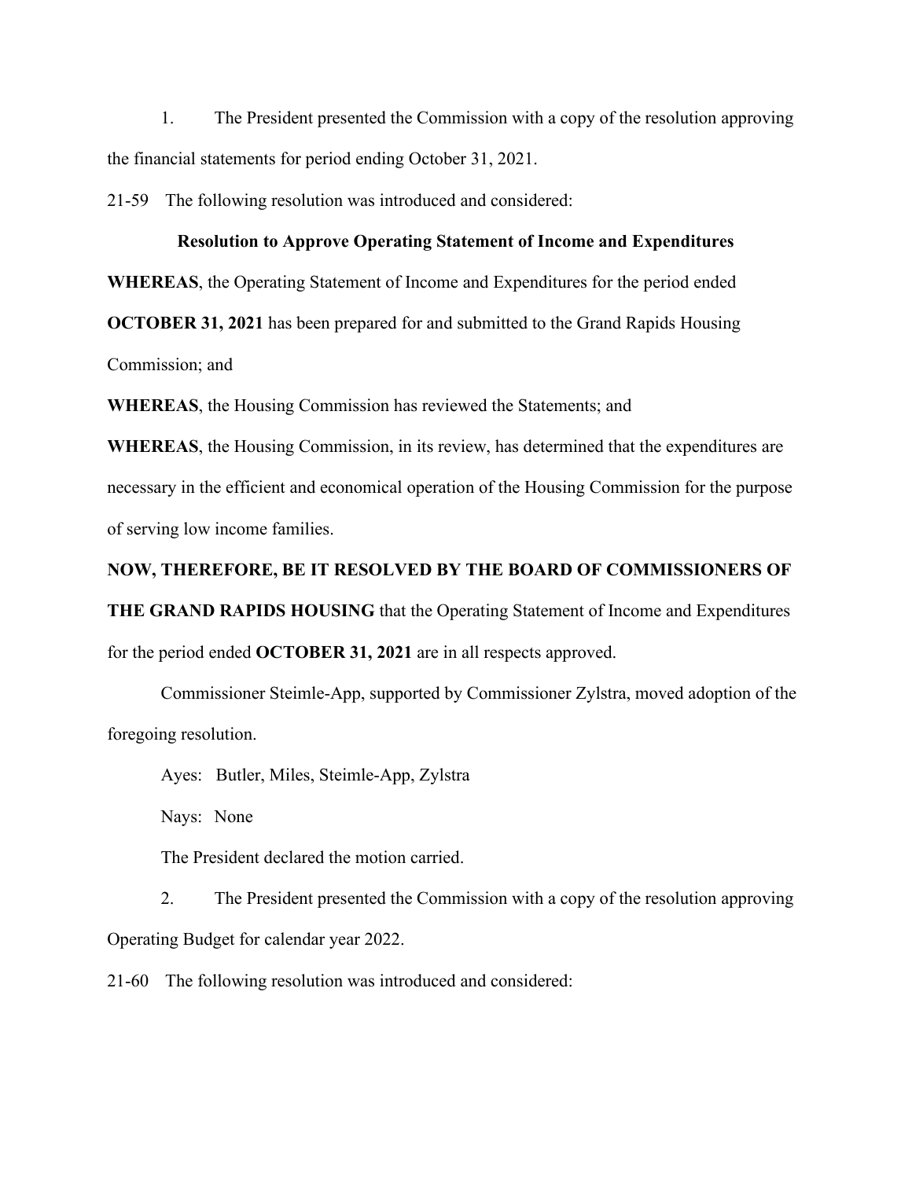1. The President presented the Commission with a copy of the resolution approving the financial statements for period ending October 31, 2021.

21-59 The following resolution was introduced and considered:

**Resolution to Approve Operating Statement of Income and Expenditures**

**WHEREAS**, the Operating Statement of Income and Expenditures for the period ended **OCTOBER 31, 2021** has been prepared for and submitted to the Grand Rapids Housing Commission; and

**WHEREAS**, the Housing Commission has reviewed the Statements; and

**WHEREAS**, the Housing Commission, in its review, has determined that the expenditures are necessary in the efficient and economical operation of the Housing Commission for the purpose of serving low income families.

**NOW, THEREFORE, BE IT RESOLVED BY THE BOARD OF COMMISSIONERS OF THE GRAND RAPIDS HOUSING** that the Operating Statement of Income and Expenditures for the period ended **OCTOBER 31, 2021** are in all respects approved.

Commissioner Steimle-App, supported by Commissioner Zylstra, moved adoption of the foregoing resolution.

Ayes: Butler, Miles, Steimle-App, Zylstra

Nays: None

The President declared the motion carried.

2. The President presented the Commission with a copy of the resolution approving Operating Budget for calendar year 2022.

21-60 The following resolution was introduced and considered: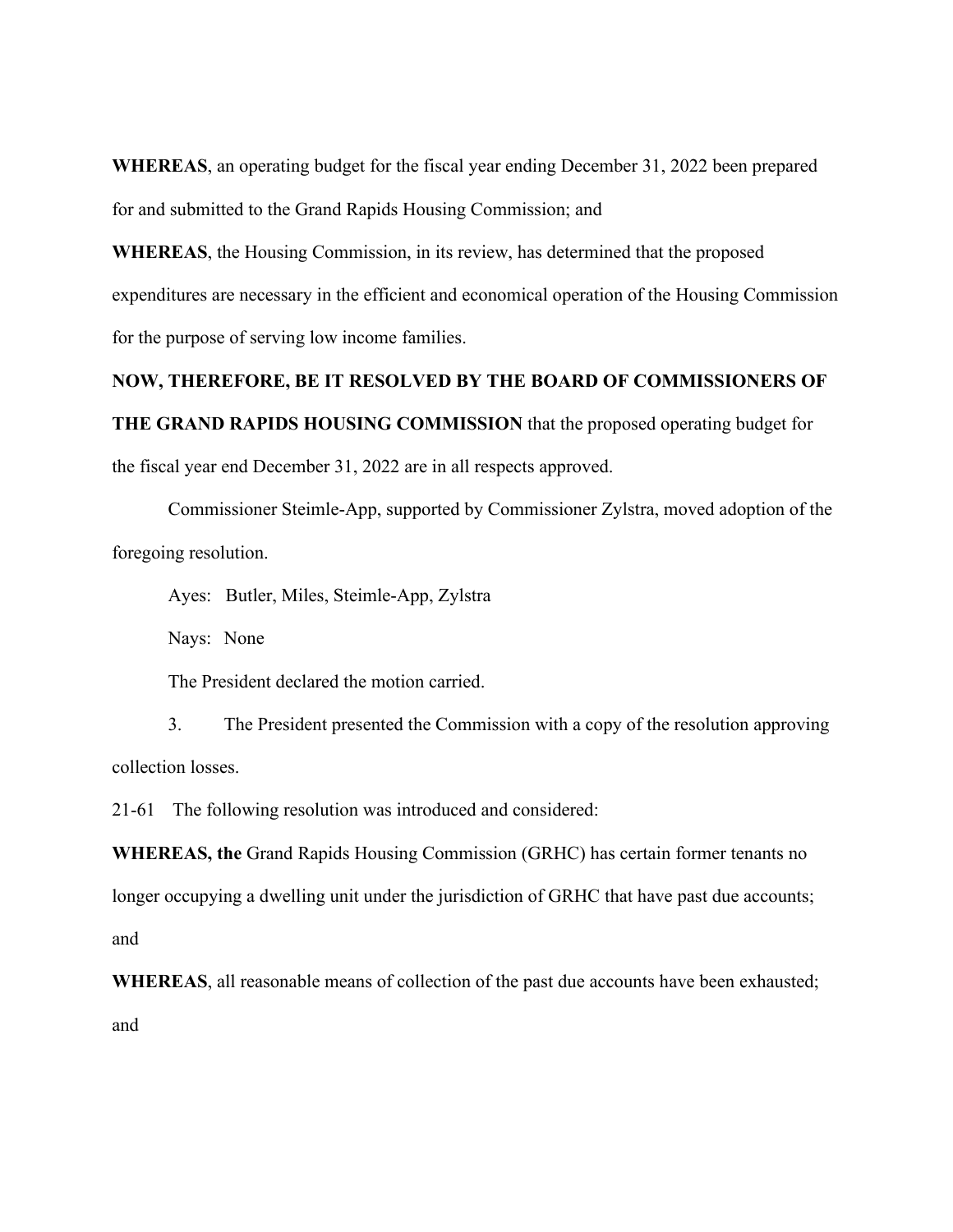**WHEREAS**, an operating budget for the fiscal year ending December 31, 2022 been prepared for and submitted to the Grand Rapids Housing Commission; and

**WHEREAS**, the Housing Commission, in its review, has determined that the proposed expenditures are necessary in the efficient and economical operation of the Housing Commission for the purpose of serving low income families.

**NOW, THEREFORE, BE IT RESOLVED BY THE BOARD OF COMMISSIONERS OF THE GRAND RAPIDS HOUSING COMMISSION** that the proposed operating budget for the fiscal year end December 31, 2022 are in all respects approved.

Commissioner Steimle-App, supported by Commissioner Zylstra, moved adoption of the foregoing resolution.

Ayes: Butler, Miles, Steimle-App, Zylstra

Nays: None

The President declared the motion carried.

3. The President presented the Commission with a copy of the resolution approving collection losses.

21-61 The following resolution was introduced and considered:

**WHEREAS, the** Grand Rapids Housing Commission (GRHC) has certain former tenants no longer occupying a dwelling unit under the jurisdiction of GRHC that have past due accounts; and

**WHEREAS**, all reasonable means of collection of the past due accounts have been exhausted; and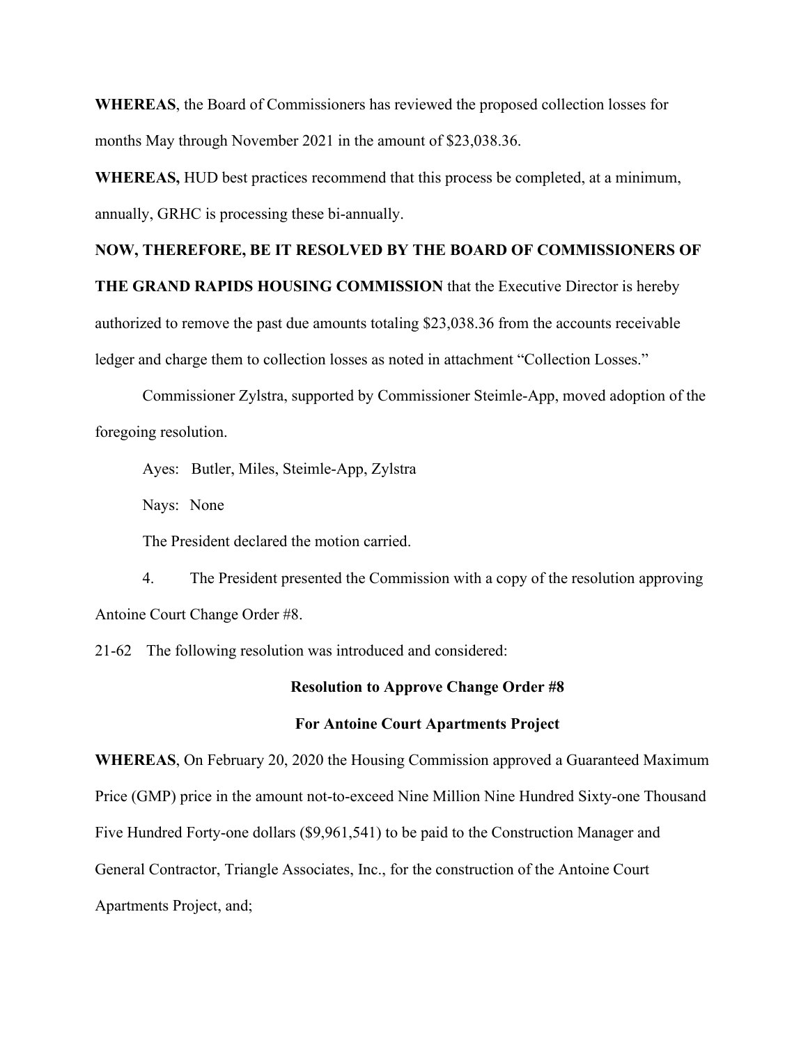**WHEREAS**, the Board of Commissioners has reviewed the proposed collection losses for months May through November 2021 in the amount of $23,038.36.

**WHEREAS,** HUD best practices recommend that this process be completed, at a minimum, annually, GRHC is processing these bi-annually.

**NOW, THEREFORE, BE IT RESOLVED BY THE BOARD OF COMMISSIONERS OF THE GRAND RAPIDS HOUSING COMMISSION** that the Executive Director is hereby authorized to remove the past due amounts totaling $23,038.36 from the accounts receivable ledger and charge them to collection losses as noted in attachment "Collection Losses."

Commissioner Zylstra, supported by Commissioner Steimle-App, moved adoption of the foregoing resolution.

Ayes: Butler, Miles, Steimle-App, Zylstra

Nays: None

The President declared the motion carried.

4. The President presented the Commission with a copy of the resolution approving Antoine Court Change Order #8.

21-62 The following resolution was introduced and considered:

**Resolution to Approve Change Order #8**

**For Antoine Court Apartments Project**

**WHEREAS**, On February 20, 2020 the Housing Commission approved a Guaranteed Maximum Price (GMP) price in the amount not-to-exceed Nine Million Nine Hundred Sixty-one Thousand Five Hundred Forty-one dollars ($9,961,541) to be paid to the Construction Manager and General Contractor, Triangle Associates, Inc., for the construction of the Antoine Court Apartments Project, and;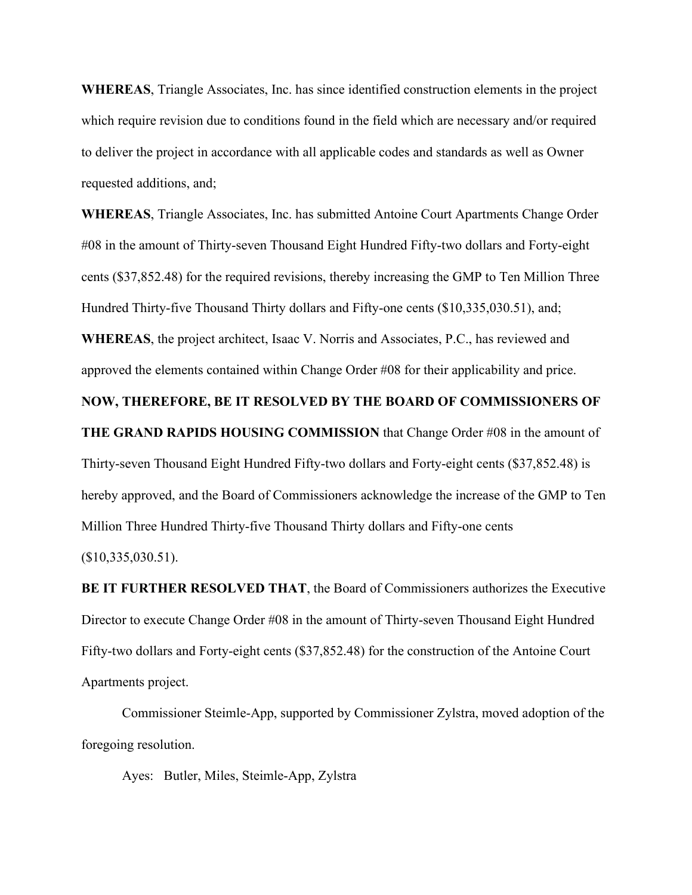**WHEREAS**, Triangle Associates, Inc. has since identified construction elements in the project which require revision due to conditions found in the field which are necessary and/or required to deliver the project in accordance with all applicable codes and standards as well as Owner requested additions, and;

**WHEREAS**, Triangle Associates, Inc. has submitted Antoine Court Apartments Change Order #08 in the amount of Thirty-seven Thousand Eight Hundred Fifty-two dollars and Forty-eight cents ($37,852.48) for the required revisions, thereby increasing the GMP to Ten Million Three Hundred Thirty-five Thousand Thirty dollars and Fifty-one cents ($10,335,030.51), and;

**WHEREAS**, the project architect, Isaac V. Norris and Associates, P.C., has reviewed and approved the elements contained within Change Order #08 for their applicability and price.

**NOW, THEREFORE, BE IT RESOLVED BY THE BOARD OF COMMISSIONERS OF THE GRAND RAPIDS HOUSING COMMISSION** that Change Order #08 in the amount of Thirty-seven Thousand Eight Hundred Fifty-two dollars and Forty-eight cents ($37,852.48) is hereby approved, and the Board of Commissioners acknowledge the increase of the GMP to Ten Million Three Hundred Thirty-five Thousand Thirty dollars and Fifty-one cents ($10,335,030.51).

**BE IT FURTHER RESOLVED THAT**, the Board of Commissioners authorizes the Executive Director to execute Change Order #08 in the amount of Thirty-seven Thousand Eight Hundred Fifty-two dollars and Forty-eight cents ($37,852.48) for the construction of the Antoine Court Apartments project.

Commissioner Steimle-App, supported by Commissioner Zylstra, moved adoption of the foregoing resolution.

Ayes: Butler, Miles, Steimle-App, Zylstra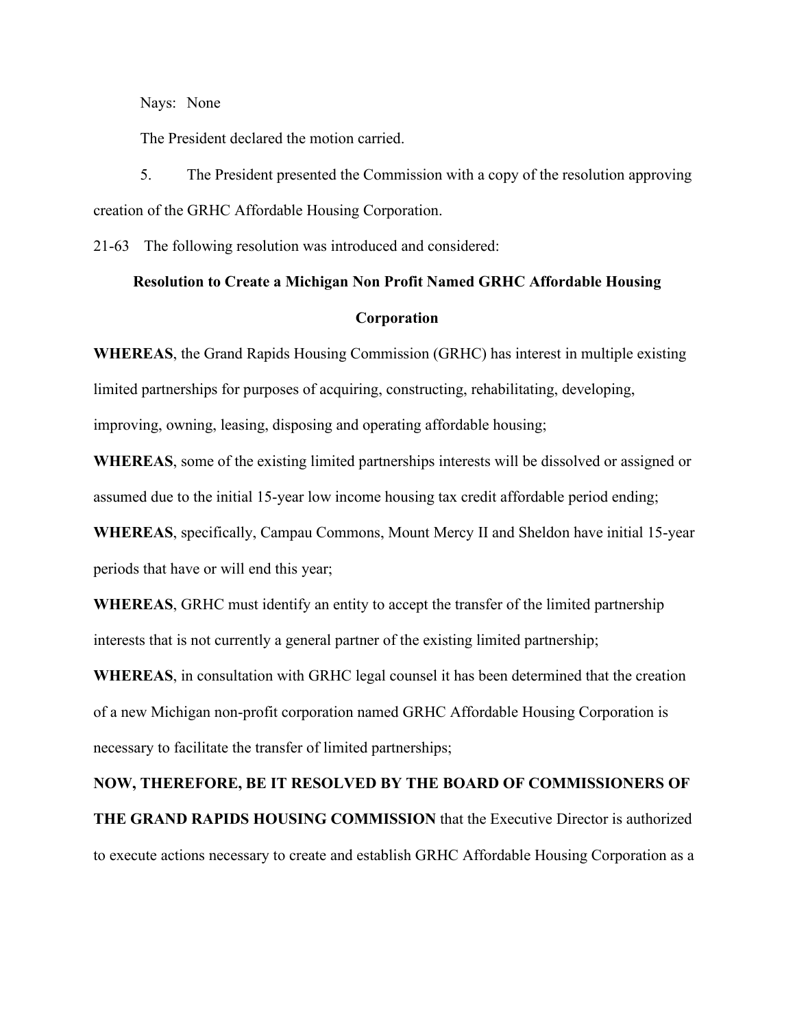Nays: None

The President declared the motion carried.

5. The President presented the Commission with a copy of the resolution approving creation of the GRHC Affordable Housing Corporation.

21-63 The following resolution was introduced and considered:

**Resolution to Create a Michigan Non Profit Named GRHC Affordable Housing Corporation**

**WHEREAS**, the Grand Rapids Housing Commission (GRHC) has interest in multiple existing limited partnerships for purposes of acquiring, constructing, rehabilitating, developing, improving, owning, leasing, disposing and operating affordable housing;

**WHEREAS**, some of the existing limited partnerships interests will be dissolved or assigned or assumed due to the initial 15-year low income housing tax credit affordable period ending;

**WHEREAS**, specifically, Campau Commons, Mount Mercy II and Sheldon have initial 15-year periods that have or will end this year;

**WHEREAS**, GRHC must identify an entity to accept the transfer of the limited partnership interests that is not currently a general partner of the existing limited partnership;

**WHEREAS**, in consultation with GRHC legal counsel it has been determined that the creation of a new Michigan non-profit corporation named GRHC Affordable Housing Corporation is necessary to facilitate the transfer of limited partnerships;

**NOW, THEREFORE, BE IT RESOLVED BY THE BOARD OF COMMISSIONERS OF THE GRAND RAPIDS HOUSING COMMISSION** that the Executive Director is authorized to execute actions necessary to create and establish GRHC Affordable Housing Corporation as a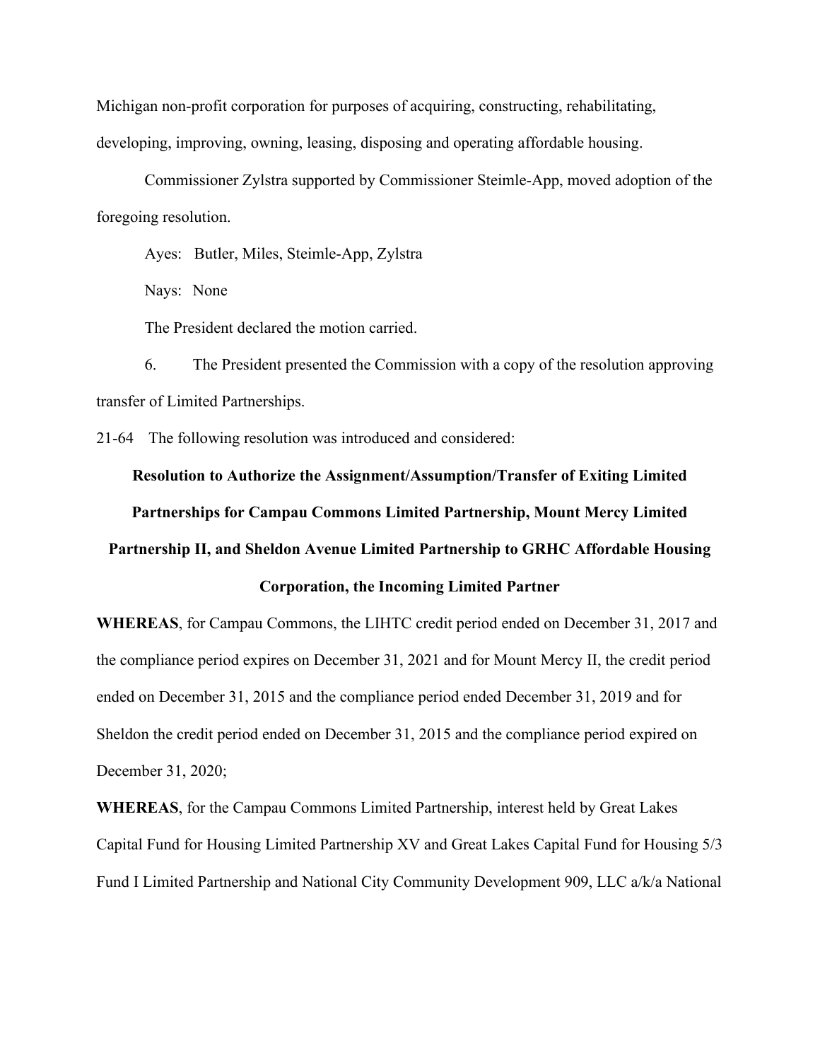Michigan non-profit corporation for purposes of acquiring, constructing, rehabilitating, developing, improving, owning, leasing, disposing and operating affordable housing.

Commissioner Zylstra supported by Commissioner Steimle-App, moved adoption of the foregoing resolution.

Ayes: Butler, Miles, Steimle-App, Zylstra

Nays: None

The President declared the motion carried.

6. The President presented the Commission with a copy of the resolution approving transfer of Limited Partnerships.

21-64 The following resolution was introduced and considered:

**Resolution to Authorize the Assignment/Assumption/Transfer of Exiting Limited Partnerships for Campau Commons Limited Partnership, Mount Mercy Limited Partnership II, and Sheldon Avenue Limited Partnership to GRHC Affordable Housing Corporation, the Incoming Limited Partner**

**WHEREAS**, for Campau Commons, the LIHTC credit period ended on December 31, 2017 and the compliance period expires on December 31, 2021 and for Mount Mercy II, the credit period ended on December 31, 2015 and the compliance period ended December 31, 2019 and for Sheldon the credit period ended on December 31, 2015 and the compliance period expired on December 31, 2020;

**WHEREAS**, for the Campau Commons Limited Partnership, interest held by Great Lakes Capital Fund for Housing Limited Partnership XV and Great Lakes Capital Fund for Housing 5/3 Fund I Limited Partnership and National City Community Development 909, LLC a/k/a National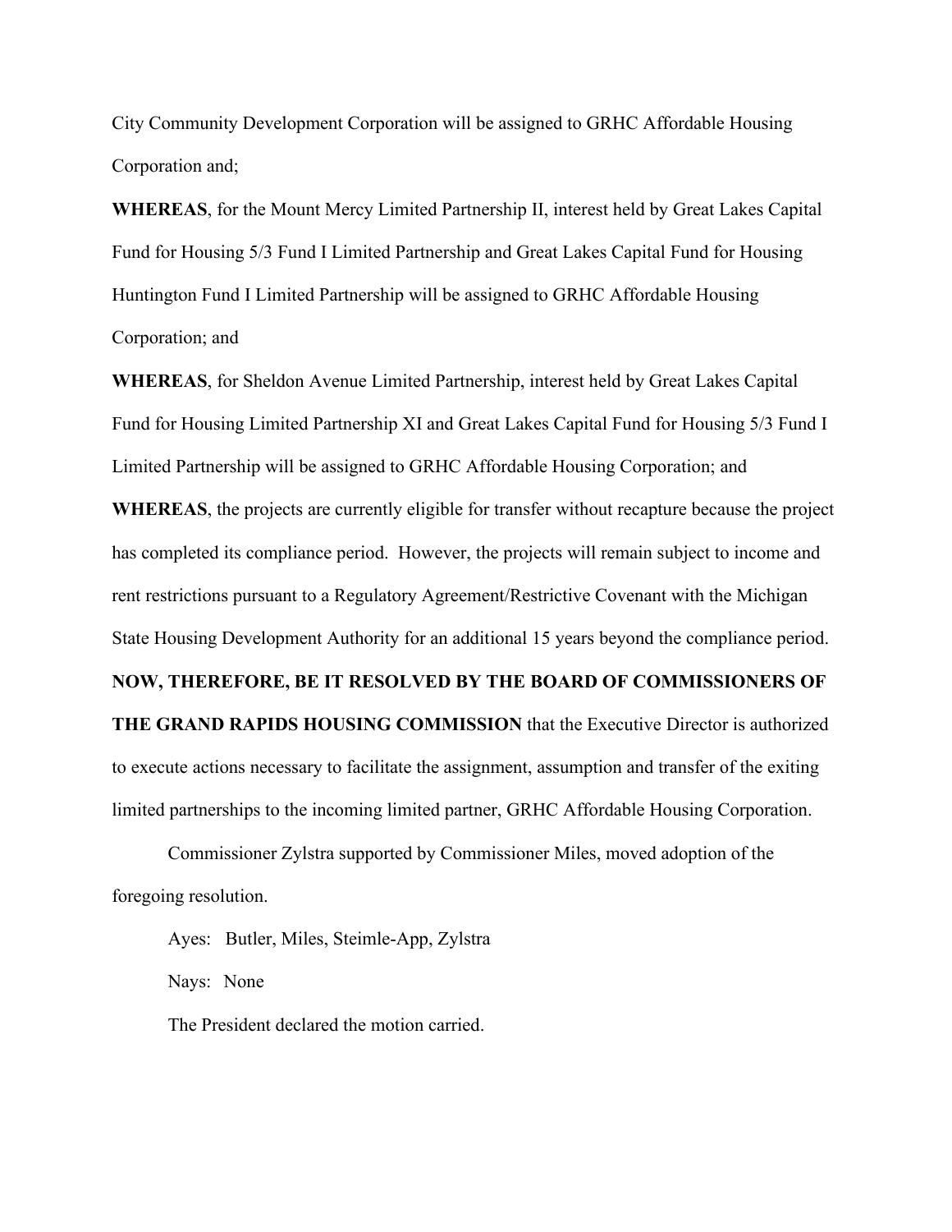City Community Development Corporation will be assigned to GRHC Affordable Housing Corporation and;

**WHEREAS**, for the Mount Mercy Limited Partnership II, interest held by Great Lakes Capital Fund for Housing 5/3 Fund I Limited Partnership and Great Lakes Capital Fund for Housing Huntington Fund I Limited Partnership will be assigned to GRHC Affordable Housing Corporation; and

**WHEREAS**, for Sheldon Avenue Limited Partnership, interest held by Great Lakes Capital Fund for Housing Limited Partnership XI and Great Lakes Capital Fund for Housing 5/3 Fund I Limited Partnership will be assigned to GRHC Affordable Housing Corporation; and

**WHEREAS**, the projects are currently eligible for transfer without recapture because the project has completed its compliance period. However, the projects will remain subject to income and rent restrictions pursuant to a Regulatory Agreement/Restrictive Covenant with the Michigan State Housing Development Authority for an additional 15 years beyond the compliance period.

**NOW, THEREFORE, BE IT RESOLVED BY THE BOARD OF COMMISSIONERS OF THE GRAND RAPIDS HOUSING COMMISSION** that the Executive Director is authorized to execute actions necessary to facilitate the assignment, assumption and transfer of the exiting limited partnerships to the incoming limited partner, GRHC Affordable Housing Corporation.

Commissioner Zylstra supported by Commissioner Miles, moved adoption of the foregoing resolution.

Ayes: Butler, Miles, Steimle-App, Zylstra

Nays: None

The President declared the motion carried.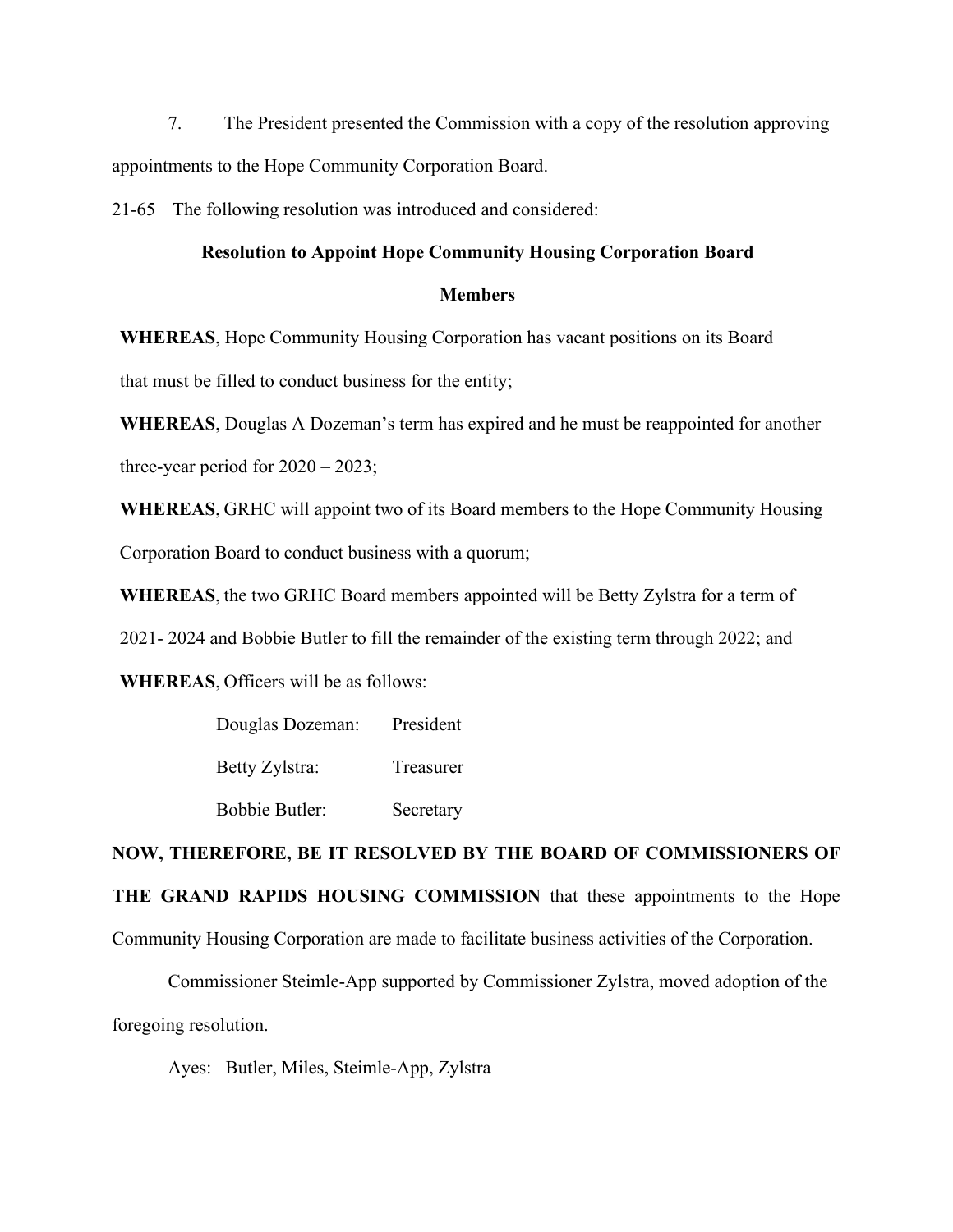7. The President presented the Commission with a copy of the resolution approving appointments to the Hope Community Corporation Board.

21-65 The following resolution was introduced and considered:

**Resolution to Appoint Hope Community Housing Corporation Board Members**

**WHEREAS**, Hope Community Housing Corporation has vacant positions on its Board that must be filled to conduct business for the entity;

**WHEREAS**, Douglas A Dozeman's term has expired and he must be reappointed for another three-year period for 2020 – 2023;

**WHEREAS**, GRHC will appoint two of its Board members to the Hope Community Housing Corporation Board to conduct business with a quorum;

**WHEREAS**, the two GRHC Board members appointed will be Betty Zylstra for a term of 2021- 2024 and Bobbie Butler to fill the remainder of the existing term through 2022; and

**WHEREAS**, Officers will be as follows:

| | |
|---|---|
| Douglas Dozeman: | President |
| Betty Zylstra: | Treasurer |
| Bobbie Butler: | Secretary |

**NOW, THEREFORE, BE IT RESOLVED BY THE BOARD OF COMMISSIONERS OF THE GRAND RAPIDS HOUSING COMMISSION** that these appointments to the Hope Community Housing Corporation are made to facilitate business activities of the Corporation.

Commissioner Steimle-App supported by Commissioner Zylstra, moved adoption of the foregoing resolution.

Ayes: Butler, Miles, Steimle-App, Zylstra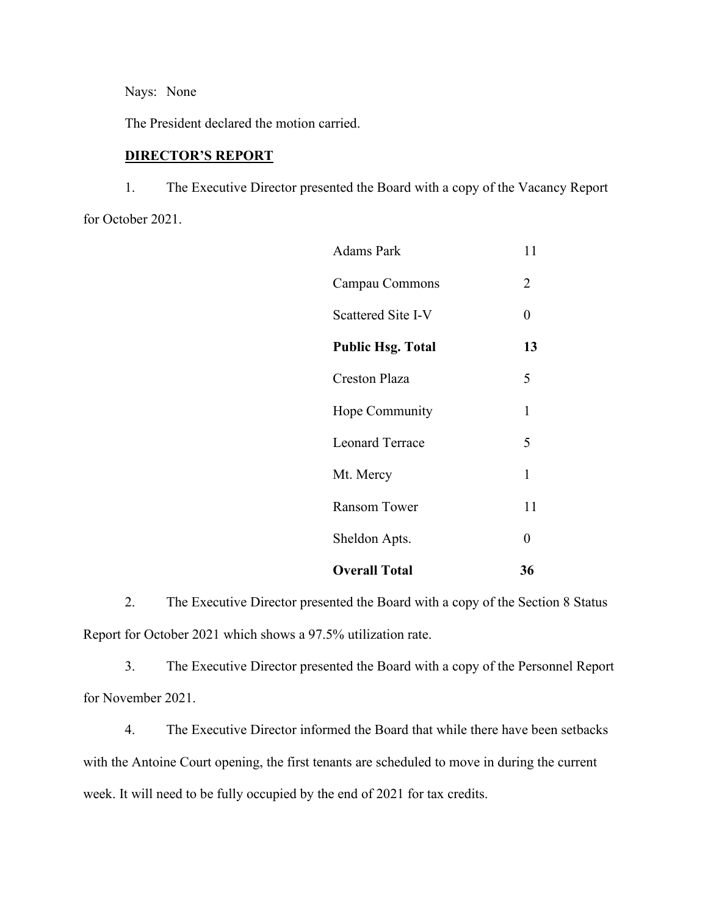Nays: None

The President declared the motion carried.

**DIRECTOR'S REPORT**

1. The Executive Director presented the Board with a copy of the Vacancy Report for October 2021.

| | |
|---|---|
| Adams Park | 11 |
| Campau Commons | 2 |
| Scattered Site I-V | 0 |
| **Public Hsg. Total** | **13** |
| Creston Plaza | 5 |
| Hope Community | 1 |
| Leonard Terrace | 5 |
| Mt. Mercy | 1 |
| Ransom Tower | 11 |
| Sheldon Apts. | 0 |
| **Overall Total** | **36** |

2. The Executive Director presented the Board with a copy of the Section 8 Status Report for October 2021 which shows a 97.5% utilization rate.

3. The Executive Director presented the Board with a copy of the Personnel Report for November 2021.

4. The Executive Director informed the Board that while there have been setbacks with the Antoine Court opening, the first tenants are scheduled to move in during the current week. It will need to be fully occupied by the end of 2021 for tax credits.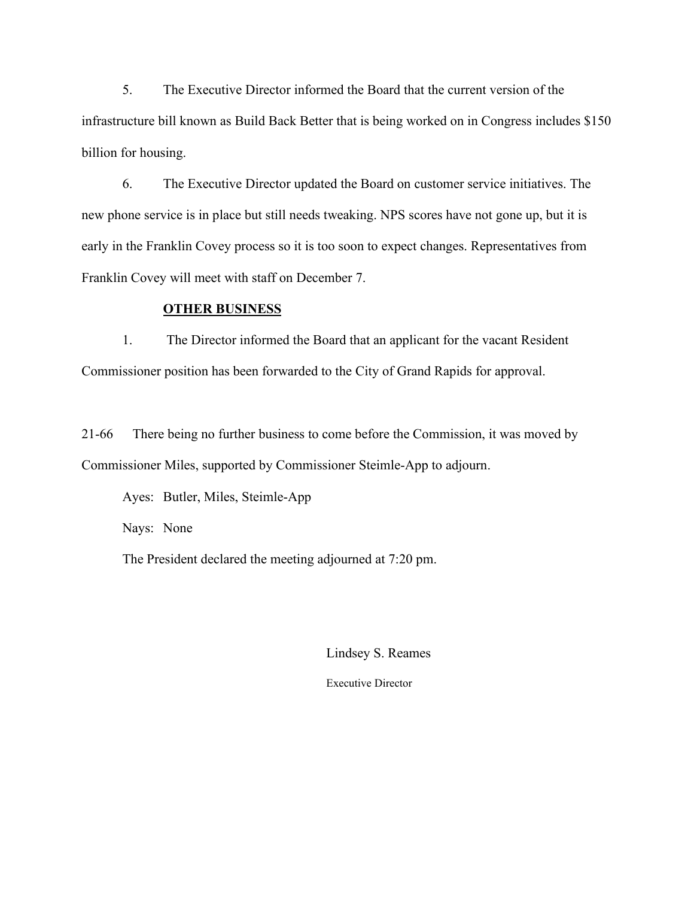5. The Executive Director informed the Board that the current version of the infrastructure bill known as Build Back Better that is being worked on in Congress includes $150 billion for housing.

6. The Executive Director updated the Board on customer service initiatives. The new phone service is in place but still needs tweaking. NPS scores have not gone up, but it is early in the Franklin Covey process so it is too soon to expect changes. Representatives from Franklin Covey will meet with staff on December 7.

**OTHER BUSINESS**

1. The Director informed the Board that an applicant for the vacant Resident Commissioner position has been forwarded to the City of Grand Rapids for approval.

21-66 There being no further business to come before the Commission, it was moved by Commissioner Miles, supported by Commissioner Steimle-App to adjourn.

Ayes: Butler, Miles, Steimle-App

Nays: None

The President declared the meeting adjourned at 7:20 pm.

Lindsey S. Reames

Executive Director